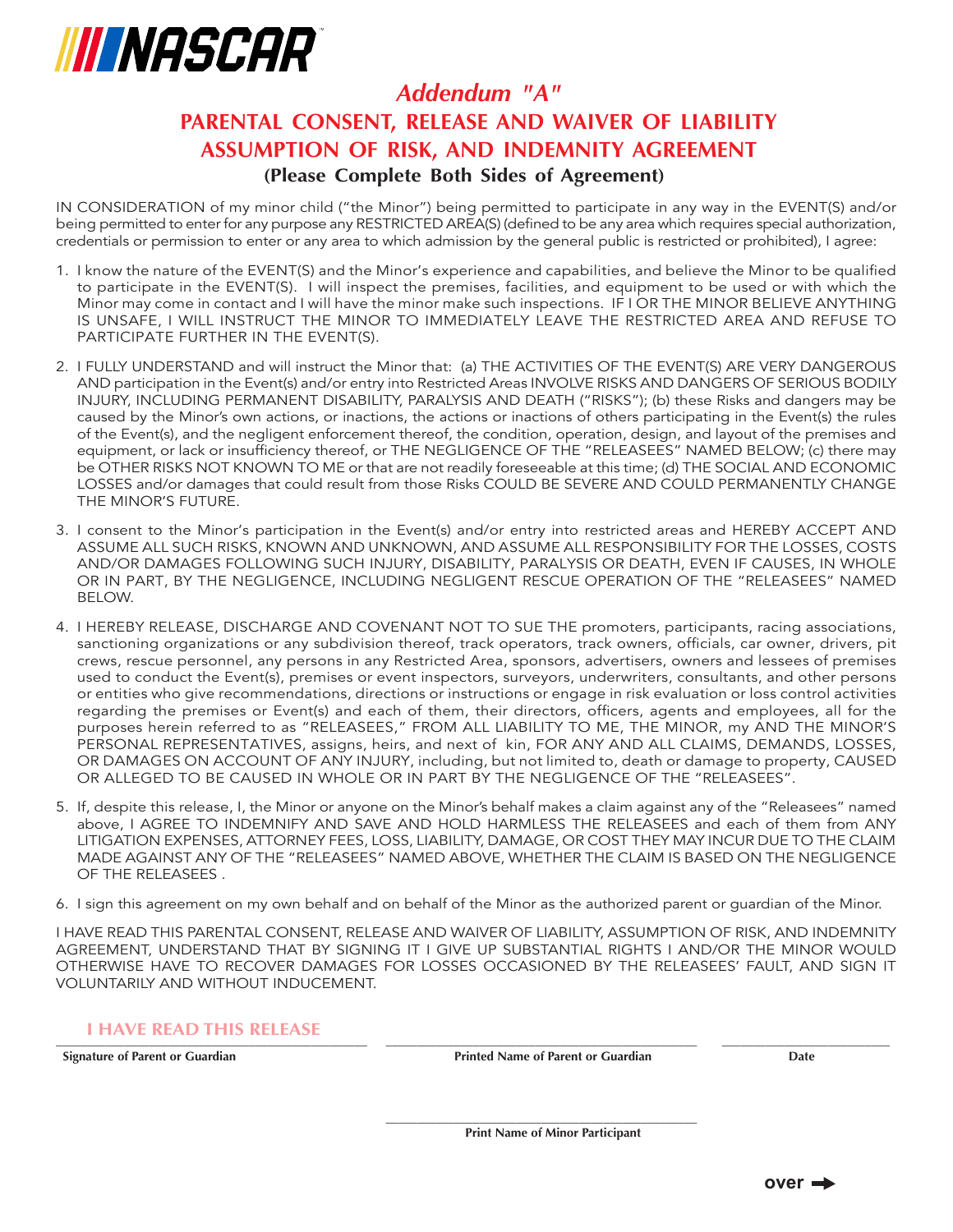NASCAR

## *Addendum "A"*

# PARENTAL CONSENT, RELEASE AND WAIVER OF LIABILITY ASSUMPTION OF RISK, AND INDEMNITY AGREEMENT

**(Please Complete Both Sides of Agreement)**

IN CONSIDERATION of my minor child ("the Minor") being permitted to participate in any way in the EVENT(S) and/or being permitted to enter for any purpose any RESTRICTED AREA(S) (defined to be any area which requires special authorization, credentials or permission to enter or any area to which admission by the general public is restricted or prohibited), I agree:

1. I know the nature of the EVENT(S) and the Minor's experience and capabilities, and believe the Minor to be qualified to participate in the EVENT(S). I will inspect the premises, facilities, and equipment to be used or with which the Minor may come in contact and I will have the minor make such inspections. IF I OR THE MINOR BELIEVE ANYTHING IS UNSAFE, I WILL INSTRUCT THE MINOR TO IMMEDIATELY LEAVE THE RESTRICTED AREA AND REFUSE TO PARTICIPATE FURTHER IN THE EVENT(S).

2. I FULLY UNDERSTAND and will instruct the Minor that: (a) THE ACTIVITIES OF THE EVENT(S) ARE VERY DANGEROUS AND participation in the Event(s) and/or entry into Restricted Areas INVOLVE RISKS AND DANGERS OF SERIOUS BODILY INJURY, INCLUDING PERMANENT DISABILITY, PARALYSIS AND DEATH ("RISKS"); (b) these Risks and dangers may be caused by the Minor's own actions, or inactions, the actions or inactions of others participating in the Event(s) the rules of the Event(s), and the negligent enforcement thereof, the condition, operation, design, and layout of the premises and equipment, or lack or insufficiency thereof, or THE NEGLIGENCE OF THE "RELEASEES" NAMED BELOW; (c) there may be OTHER RISKS NOT KNOWN TO ME or that are not readily foreseeable at this time; (d) THE SOCIAL AND ECONOMIC LOSSES and/or damages that could result from those Risks COULD BE SEVERE AND COULD PERMANENTLY CHANGE THE MINOR'S FUTURE.

3. I consent to the Minor's participation in the Event(s) and/or entry into restricted areas and HEREBY ACCEPT AND ASSUME ALL SUCH RISKS, KNOWN AND UNKNOWN, AND ASSUME ALL RESPONSIBILITY FOR THE LOSSES, COSTS AND/OR DAMAGES FOLLOWING SUCH INJURY, DISABILITY, PARALYSIS OR DEATH, EVEN IF CAUSES, IN WHOLE OR IN PART, BY THE NEGLIGENCE, INCLUDING NEGLIGENT RESCUE OPERATION OF THE "RELEASEES" NAMED BELOW.

4. I HEREBY RELEASE, DISCHARGE AND COVENANT NOT TO SUE THE promoters, participants, racing associations, sanctioning organizations or any subdivision thereof, track operators, track owners, officials, car owner, drivers, pit crews, rescue personnel, any persons in any Restricted Area, sponsors, advertisers, owners and lessees of premises used to conduct the Event(s), premises or event inspectors, surveyors, underwriters, consultants, and other persons or entities who give recommendations, directions or instructions or engage in risk evaluation or loss control activities regarding the premises or Event(s) and each of them, their directors, officers, agents and employees, all for the purposes herein referred to as "RELEASEES," FROM ALL LIABILITY TO ME, THE MINOR, my AND THE MINOR'S PERSONAL REPRESENTATIVES, assigns, heirs, and next of kin, FOR ANY AND ALL CLAIMS, DEMANDS, LOSSES, OR DAMAGES ON ACCOUNT OF ANY INJURY, including, but not limited to, death or damage to property, CAUSED OR ALLEGED TO BE CAUSED IN WHOLE OR IN PART BY THE NEGLIGENCE OF THE "RELEASEES".

5. If, despite this release, I, the Minor or anyone on the Minor's behalf makes a claim against any of the "Releasees" named above, I AGREE TO INDEMNIFY AND SAVE AND HOLD HARMLESS THE RELEASEES and each of them from ANY LITIGATION EXPENSES, ATTORNEY FEES, LOSS, LIABILITY, DAMAGE, OR COST THEY MAY INCUR DUE TO THE CLAIM MADE AGAINST ANY OF THE "RELEASEES" NAMED ABOVE, WHETHER THE CLAIM IS BASED ON THE NEGLIGENCE OF THE RELEASEES .

6. I sign this agreement on my own behalf and on behalf of the Minor as the authorized parent or guardian of the Minor.

I HAVE READ THIS PARENTAL CONSENT, RELEASE AND WAIVER OF LIABILITY, ASSUMPTION OF RISK, AND INDEMNITY AGREEMENT, UNDERSTAND THAT BY SIGNING IT I GIVE UP SUBSTANTIAL RIGHTS I AND/OR THE MINOR WOULD OTHERWISE HAVE TO RECOVER DAMAGES FOR LOSSES OCCASIONED BY THE RELEASEES' FAULT, AND SIGN IT VOLUNTARILY AND WITHOUT INDUCEMENT.

I HAVE READ THIS RELEASE

| Signature of Parent or Guardian | Printed Name of Parent or Guardian | Date |
|---|---|---|
| | | |

Print Name of Minor Participant

over →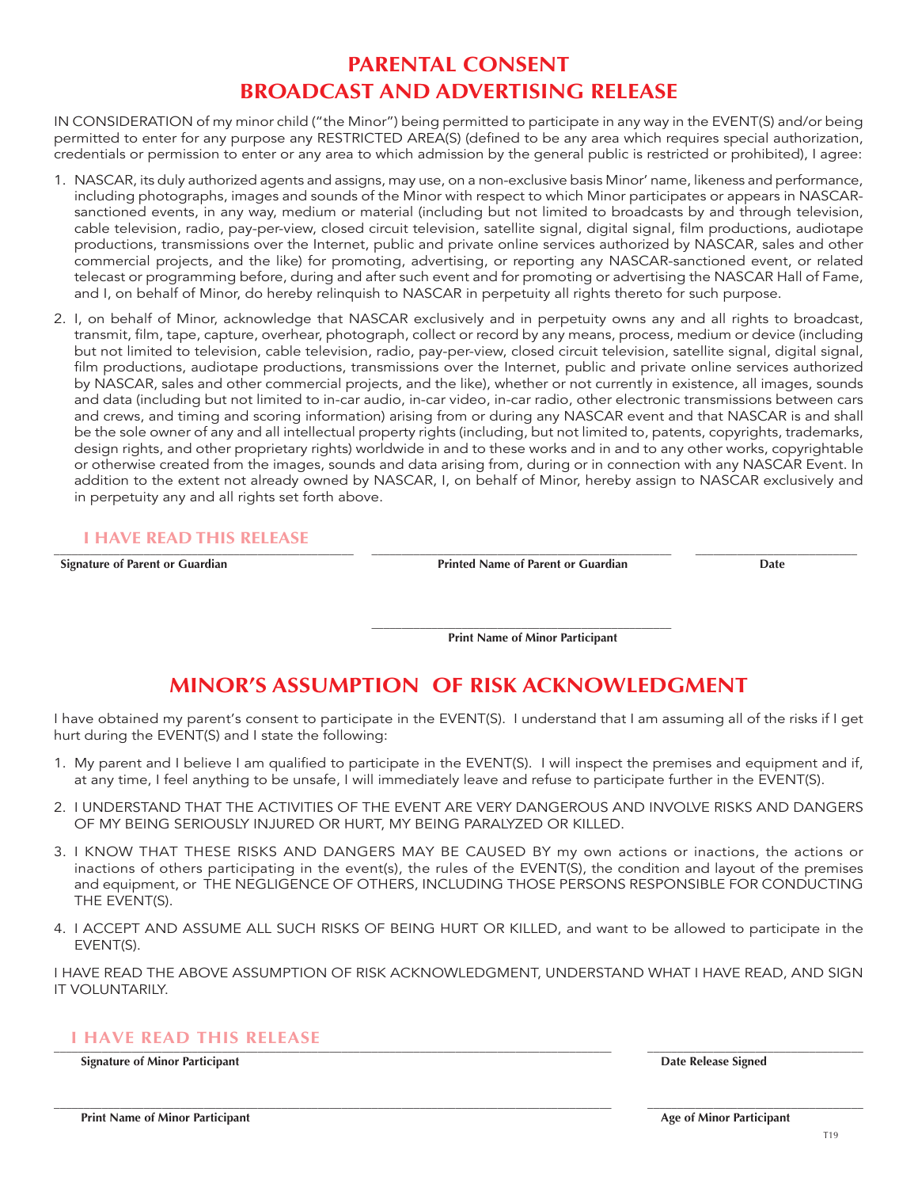# PARENTAL CONSENT
# BROADCAST AND ADVERTISING RELEASE

IN CONSIDERATION of my minor child ("the Minor") being permitted to participate in any way in the EVENT(S) and/or being permitted to enter for any purpose any RESTRICTED AREA(S) (defined to be any area which requires special authorization, credentials or permission to enter or any area to which admission by the general public is restricted or prohibited), I agree:

1. NASCAR, its duly authorized agents and assigns, may use, on a non-exclusive basis Minor' name, likeness and performance, including photographs, images and sounds of the Minor with respect to which Minor participates or appears in NASCAR-sanctioned events, in any way, medium or material (including but not limited to broadcasts by and through television, cable television, radio, pay-per-view, closed circuit television, satellite signal, digital signal, film productions, audiotape productions, transmissions over the Internet, public and private online services authorized by NASCAR, sales and other commercial projects, and the like) for promoting, advertising, or reporting any NASCAR-sanctioned event, or related telecast or programming before, during and after such event and for promoting or advertising the NASCAR Hall of Fame, and I, on behalf of Minor, do hereby relinquish to NASCAR in perpetuity all rights thereto for such purpose.

2. I, on behalf of Minor, acknowledge that NASCAR exclusively and in perpetuity owns any and all rights to broadcast, transmit, film, tape, capture, overhear, photograph, collect or record by any means, process, medium or device (including but not limited to television, cable television, radio, pay-per-view, closed circuit television, satellite signal, digital signal, film productions, audiotape productions, transmissions over the Internet, public and private online services authorized by NASCAR, sales and other commercial projects, and the like), whether or not currently in existence, all images, sounds and data (including but not limited to in-car audio, in-car video, in-car radio, other electronic transmissions between cars and crews, and timing and scoring information) arising from or during any NASCAR event and that NASCAR is and shall be the sole owner of any and all intellectual property rights (including, but not limited to, patents, copyrights, trademarks, design rights, and other proprietary rights) worldwide in and to these works and in and to any other works, copyrightable or otherwise created from the images, sounds and data arising from, during or in connection with any NASCAR Event. In addition to the extent not already owned by NASCAR, I, on behalf of Minor, hereby assign to NASCAR exclusively and in perpetuity any and all rights set forth above.

**I HAVE READ THIS RELEASE**

_______________________________ Signature of Parent or Guardian

_______________________________ Printed Name of Parent or Guardian

_______________________________ Date

_______________________________ Print Name of Minor Participant

# MINOR'S ASSUMPTION OF RISK ACKNOWLEDGMENT

I have obtained my parent's consent to participate in the EVENT(S). I understand that I am assuming all of the risks if I get hurt during the EVENT(S) and I state the following:

1. My parent and I believe I am qualified to participate in the EVENT(S). I will inspect the premises and equipment and if, at any time, I feel anything to be unsafe, I will immediately leave and refuse to participate further in the EVENT(S).

2. I UNDERSTAND THAT THE ACTIVITIES OF THE EVENT ARE VERY DANGEROUS AND INVOLVE RISKS AND DANGERS OF MY BEING SERIOUSLY INJURED OR HURT, MY BEING PARALYZED OR KILLED.

3. I KNOW THAT THESE RISKS AND DANGERS MAY BE CAUSED BY my own actions or inactions, the actions or inactions of others participating in the event(s), the rules of the EVENT(S), the condition and layout of the premises and equipment, or THE NEGLIGENCE OF OTHERS, INCLUDING THOSE PERSONS RESPONSIBLE FOR CONDUCTING THE EVENT(S).

4. I ACCEPT AND ASSUME ALL SUCH RISKS OF BEING HURT OR KILLED, and want to be allowed to participate in the EVENT(S).

I HAVE READ THE ABOVE ASSUMPTION OF RISK ACKNOWLEDGMENT, UNDERSTAND WHAT I HAVE READ, AND SIGN IT VOLUNTARILY.

**I HAVE READ THIS RELEASE**

_______________________________ Signature of Minor Participant

_______________________________ Date Release Signed

_______________________________ Print Name of Minor Participant

_______________________________ Age of Minor Participant

T19